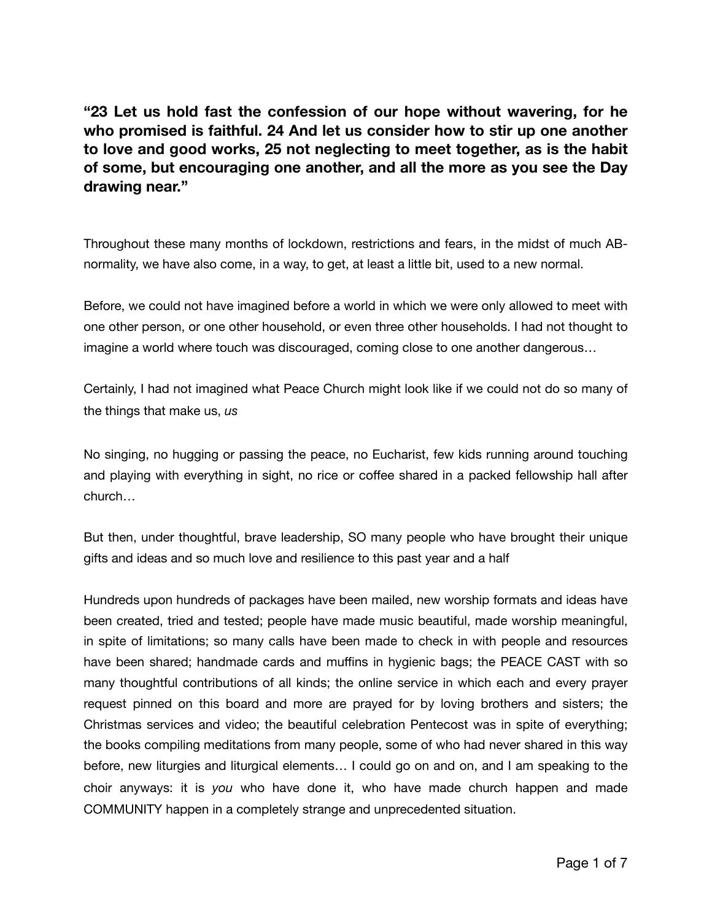**"23 Let us hold fast the confession of our hope without wavering, for he who promised is faithful. 24 And let us consider how to stir up one another to love and good works, 25 not neglecting to meet together, as is the habit of some, but encouraging one another, and all the more as you see the Day drawing near."**

Throughout these many months of lockdown, restrictions and fears, in the midst of much AB-normality, we have also come, in a way, to get, at least a little bit, used to a new normal.

Before, we could not have imagined before a world in which we were only allowed to meet with one other person, or one other household, or even three other households. I had not thought to imagine a world where touch was discouraged, coming close to one another dangerous…

Certainly, I had not imagined what Peace Church might look like if we could not do so many of the things that make us, *us*

No singing, no hugging or passing the peace, no Eucharist, few kids running around touching and playing with everything in sight, no rice or coffee shared in a packed fellowship hall after church…

But then, under thoughtful, brave leadership, SO many people who have brought their unique gifts and ideas and so much love and resilience to this past year and a half

Hundreds upon hundreds of packages have been mailed, new worship formats and ideas have been created, tried and tested; people have made music beautiful, made worship meaningful, in spite of limitations; so many calls have been made to check in with people and resources have been shared; handmade cards and muffins in hygienic bags; the PEACE CAST with so many thoughtful contributions of all kinds; the online service in which each and every prayer request pinned on this board and more are prayed for by loving brothers and sisters; the Christmas services and video; the beautiful celebration Pentecost was in spite of everything; the books compiling meditations from many people, some of who had never shared in this way before, new liturgies and liturgical elements… I could go on and on, and I am speaking to the choir anyways: it is *you* who have done it, who have made church happen and made COMMUNITY happen in a completely strange and unprecedented situation.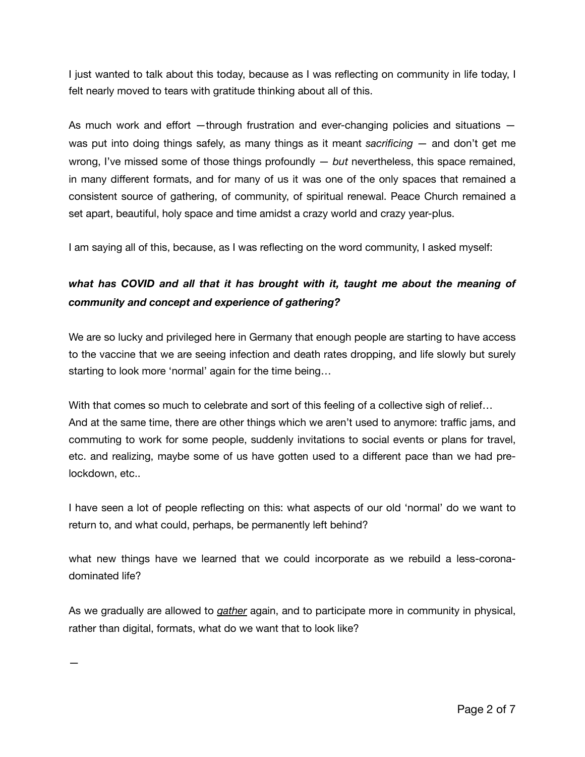I just wanted to talk about this today, because as I was reflecting on community in life today, I felt nearly moved to tears with gratitude thinking about all of this.

As much work and effort —through frustration and ever-changing policies and situations — was put into doing things safely, as many things as it meant *sacrificing* — and don't get me wrong, I've missed some of those things profoundly — *but* nevertheless, this space remained, in many different formats, and for many of us it was one of the only spaces that remained a consistent source of gathering, of community, of spiritual renewal. Peace Church remained a set apart, beautiful, holy space and time amidst a crazy world and crazy year-plus.

I am saying all of this, because, as I was reflecting on the word community, I asked myself:

***what has COVID and all that it has brought with it, taught me about the meaning of community and concept and experience of gathering?***

We are so lucky and privileged here in Germany that enough people are starting to have access to the vaccine that we are seeing infection and death rates dropping, and life slowly but surely starting to look more 'normal' again for the time being…

With that comes so much to celebrate and sort of this feeling of a collective sigh of relief…
And at the same time, there are other things which we aren't used to anymore: traffic jams, and commuting to work for some people, suddenly invitations to social events or plans for travel, etc. and realizing, maybe some of us have gotten used to a different pace than we had pre-lockdown, etc..

I have seen a lot of people reflecting on this: what aspects of our old 'normal' do we want to return to, and what could, perhaps, be permanently left behind?

what new things have we learned that we could incorporate as we rebuild a less-corona-dominated life?

As we gradually are allowed to <u>*gather*</u> again, and to participate more in community in physical, rather than digital, formats, what do we want that to look like?

—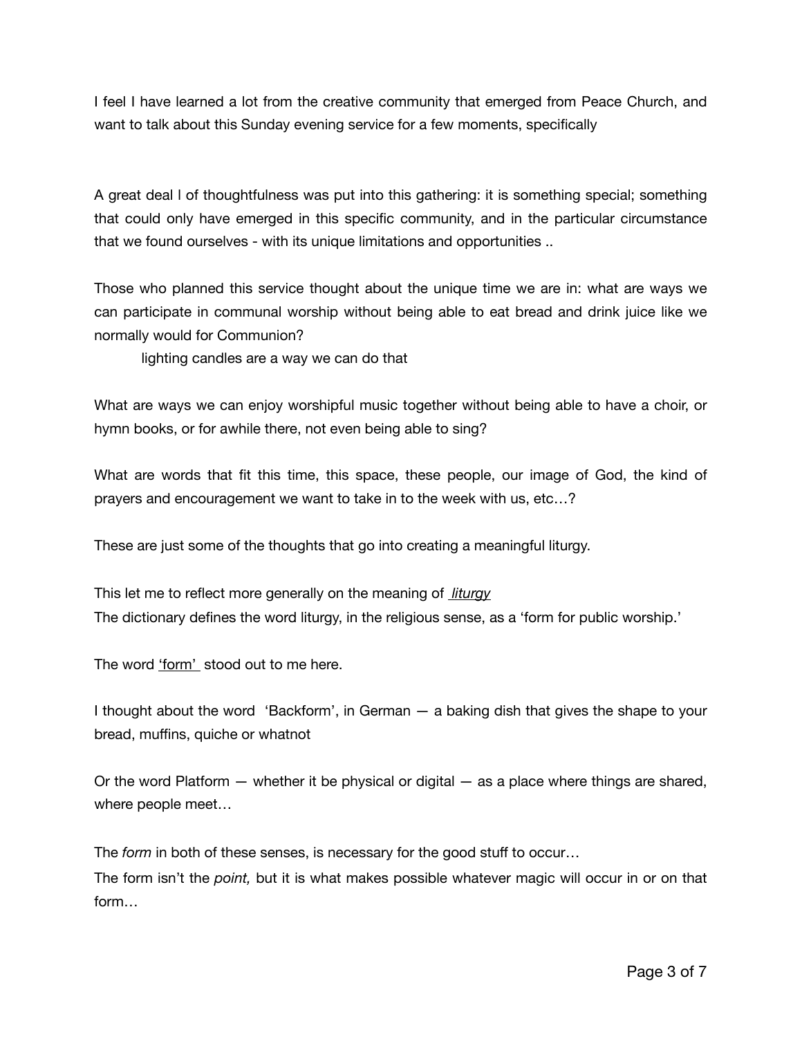I feel I have learned a lot from the creative community that emerged from Peace Church, and want to talk about this Sunday evening service for a few moments, specifically

A great deal l of thoughtfulness was put into this gathering: it is something special; something that could only have emerged in this specific community, and in the particular circumstance that we found ourselves - with its unique limitations and opportunities ..

Those who planned this service thought about the unique time we are in: what are ways we can participate in communal worship without being able to eat bread and drink juice like we normally would for Communion?

lighting candles are a way we can do that

What are ways we can enjoy worshipful music together without being able to have a choir, or hymn books, or for awhile there, not even being able to sing?

What are words that fit this time, this space, these people, our image of God, the kind of prayers and encouragement we want to take in to the week with us, etc…?

These are just some of the thoughts that go into creating a meaningful liturgy.

This let me to reflect more generally on the meaning of *liturgy*

The dictionary defines the word liturgy, in the religious sense, as a 'form for public worship.'

The word 'form' stood out to me here.

I thought about the word 'Backform', in German — a baking dish that gives the shape to your bread, muffins, quiche or whatnot

Or the word Platform — whether it be physical or digital — as a place where things are shared, where people meet…

The *form* in both of these senses, is necessary for the good stuff to occur…

The form isn't the *point,* but it is what makes possible whatever magic will occur in or on that form…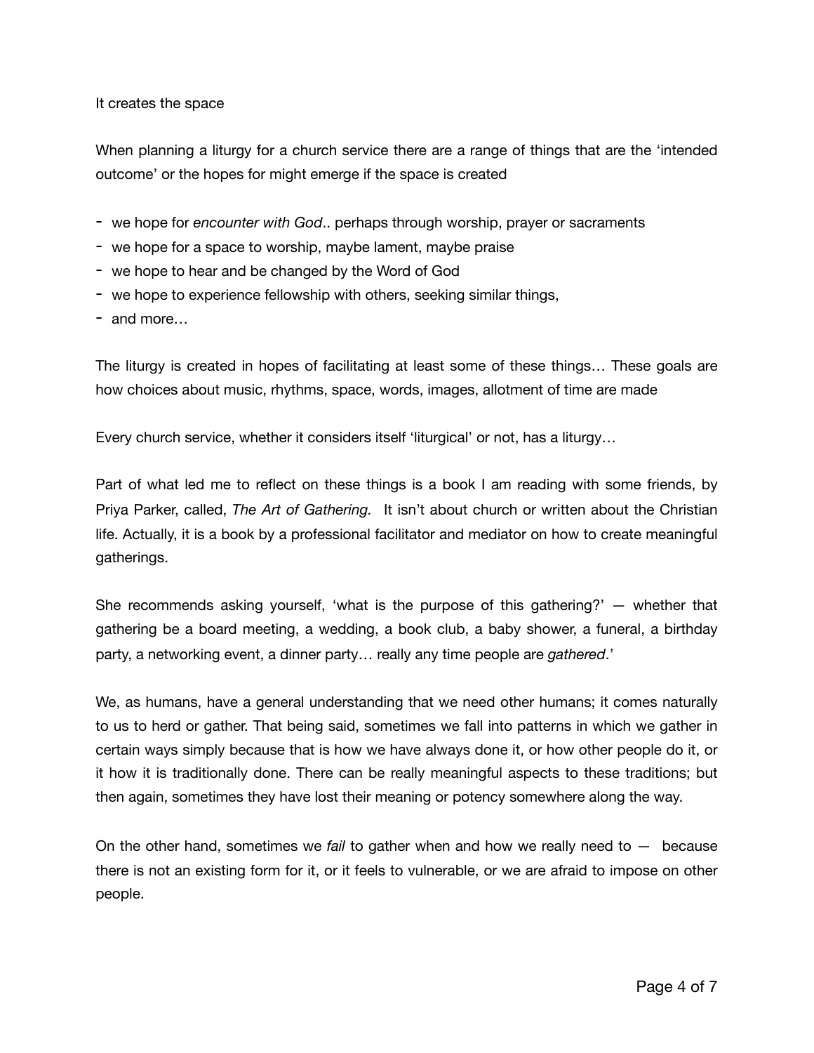It creates the space

When planning a liturgy for a church service there are a range of things that are the 'intended outcome' or the hopes for might emerge if the space is created

- we hope for *encounter with God*.. perhaps through worship, prayer or sacraments
- we hope for a space to worship, maybe lament, maybe praise
- we hope to hear and be changed by the Word of God
- we hope to experience fellowship with others, seeking similar things,
- and more…

The liturgy is created in hopes of facilitating at least some of these things… These goals are how choices about music, rhythms, space, words, images, allotment of time are made

Every church service, whether it considers itself 'liturgical' or not, has a liturgy…

Part of what led me to reflect on these things is a book I am reading with some friends, by Priya Parker, called, *The Art of Gathering.* It isn't about church or written about the Christian life. Actually, it is a book by a professional facilitator and mediator on how to create meaningful gatherings.

She recommends asking yourself, 'what is the purpose of this gathering?' — whether that gathering be a board meeting, a wedding, a book club, a baby shower, a funeral, a birthday party, a networking event, a dinner party… really any time people are *gathered*.'

We, as humans, have a general understanding that we need other humans; it comes naturally to us to herd or gather. That being said, sometimes we fall into patterns in which we gather in certain ways simply because that is how we have always done it, or how other people do it, or it how it is traditionally done. There can be really meaningful aspects to these traditions; but then again, sometimes they have lost their meaning or potency somewhere along the way.

On the other hand, sometimes we *fail* to gather when and how we really need to — because there is not an existing form for it, or it feels to vulnerable, or we are afraid to impose on other people.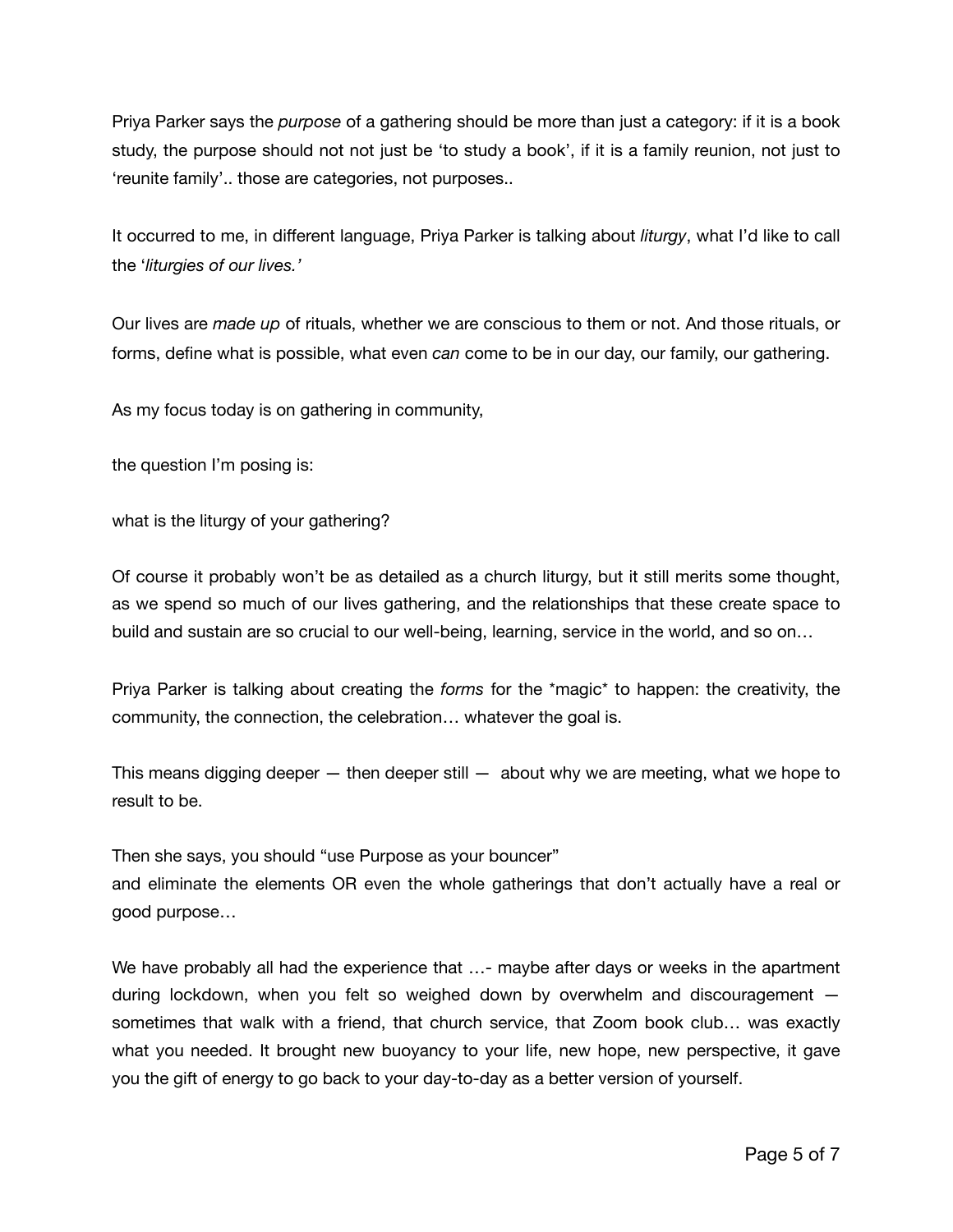Priya Parker says the *purpose* of a gathering should be more than just a category: if it is a book study, the purpose should not not just be 'to study a book', if it is a family reunion, not just to 'reunite family'.. those are categories, not purposes..

It occurred to me, in different language, Priya Parker is talking about *liturgy*, what I'd like to call the '*liturgies of our lives.'*

Our lives are *made up* of rituals, whether we are conscious to them or not. And those rituals, or forms, define what is possible, what even *can* come to be in our day, our family, our gathering.

As my focus today is on gathering in community,

the question I'm posing is:

what is the liturgy of your gathering?

Of course it probably won't be as detailed as a church liturgy, but it still merits some thought, as we spend so much of our lives gathering, and the relationships that these create space to build and sustain are so crucial to our well-being, learning, service in the world, and so on…

Priya Parker is talking about creating the *forms* for the *magic* to happen: the creativity, the community, the connection, the celebration… whatever the goal is.

This means digging deeper — then deeper still — about why we are meeting, what we hope to result to be.

Then she says, you should "use Purpose as your bouncer"
and eliminate the elements OR even the whole gatherings that don't actually have a real or good purpose…

We have probably all had the experience that …- maybe after days or weeks in the apartment during lockdown, when you felt so weighed down by overwhelm and discouragement — sometimes that walk with a friend, that church service, that Zoom book club… was exactly what you needed. It brought new buoyancy to your life, new hope, new perspective, it gave you the gift of energy to go back to your day-to-day as a better version of yourself.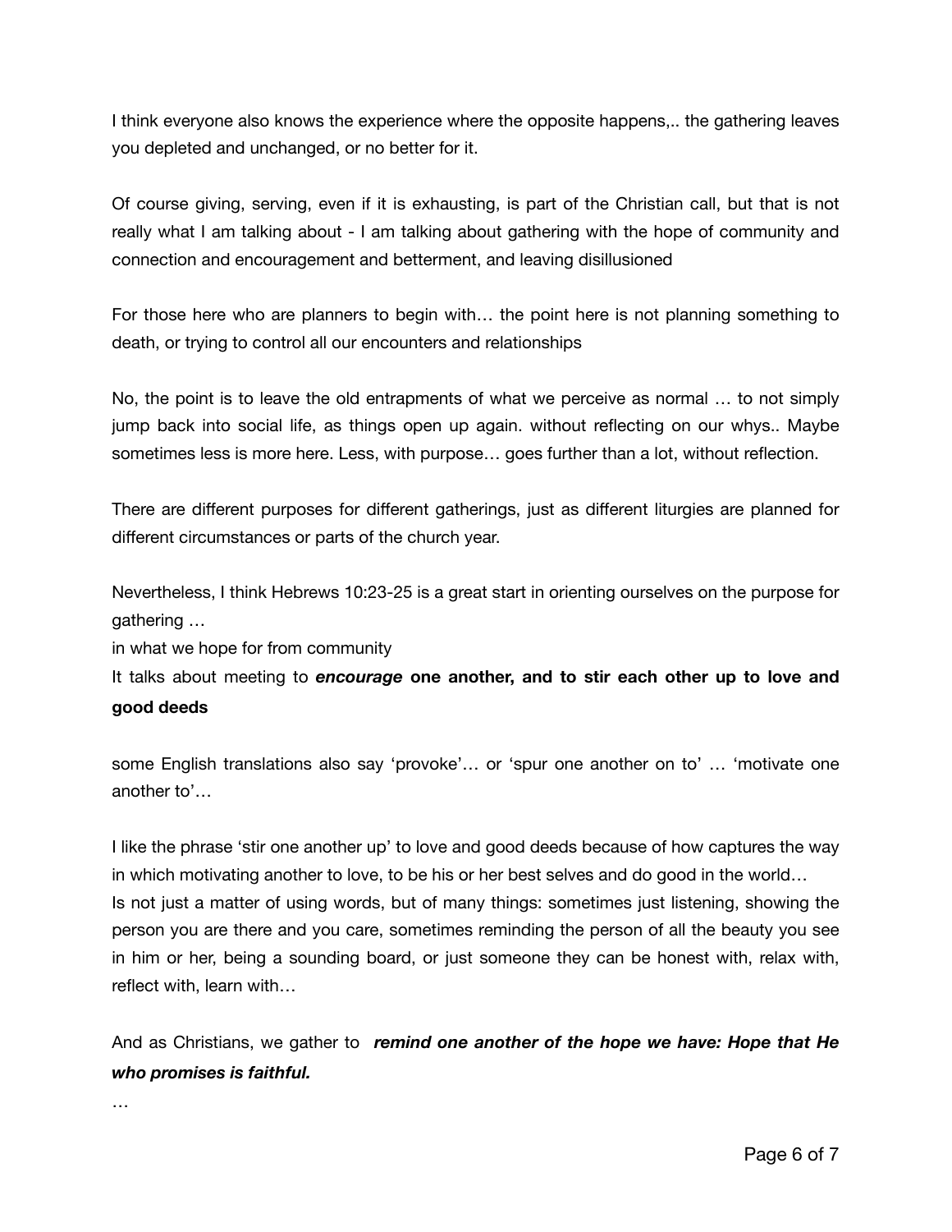I think everyone also knows the experience where the opposite happens,.. the gathering leaves you depleted and unchanged, or no better for it.

Of course giving, serving, even if it is exhausting, is part of the Christian call, but that is not really what I am talking about - I am talking about gathering with the hope of community and connection and encouragement and betterment, and leaving disillusioned

For those here who are planners to begin with… the point here is not planning something to death, or trying to control all our encounters and relationships

No, the point is to leave the old entrapments of what we perceive as normal … to not simply jump back into social life, as things open up again. without reflecting on our whys.. Maybe sometimes less is more here. Less, with purpose… goes further than a lot, without reflection.

There are different purposes for different gatherings, just as different liturgies are planned for different circumstances or parts of the church year.

Nevertheless, I think Hebrews 10:23-25 is a great start in orienting ourselves on the purpose for gathering …

in what we hope for from community

It talks about meeting to ***encourage*** **one another, and to stir each other up to love and good deeds**

some English translations also say 'provoke'… or 'spur one another on to' … 'motivate one another to'…

I like the phrase 'stir one another up' to love and good deeds because of how captures the way in which motivating another to love, to be his or her best selves and do good in the world…
Is not just a matter of using words, but of many things: sometimes just listening, showing the person you are there and you care, sometimes reminding the person of all the beauty you see in him or her, being a sounding board, or just someone they can be honest with, relax with, reflect with, learn with…

And as Christians, we gather to ***remind one another of the hope we have: Hope that He who promises is faithful.***

…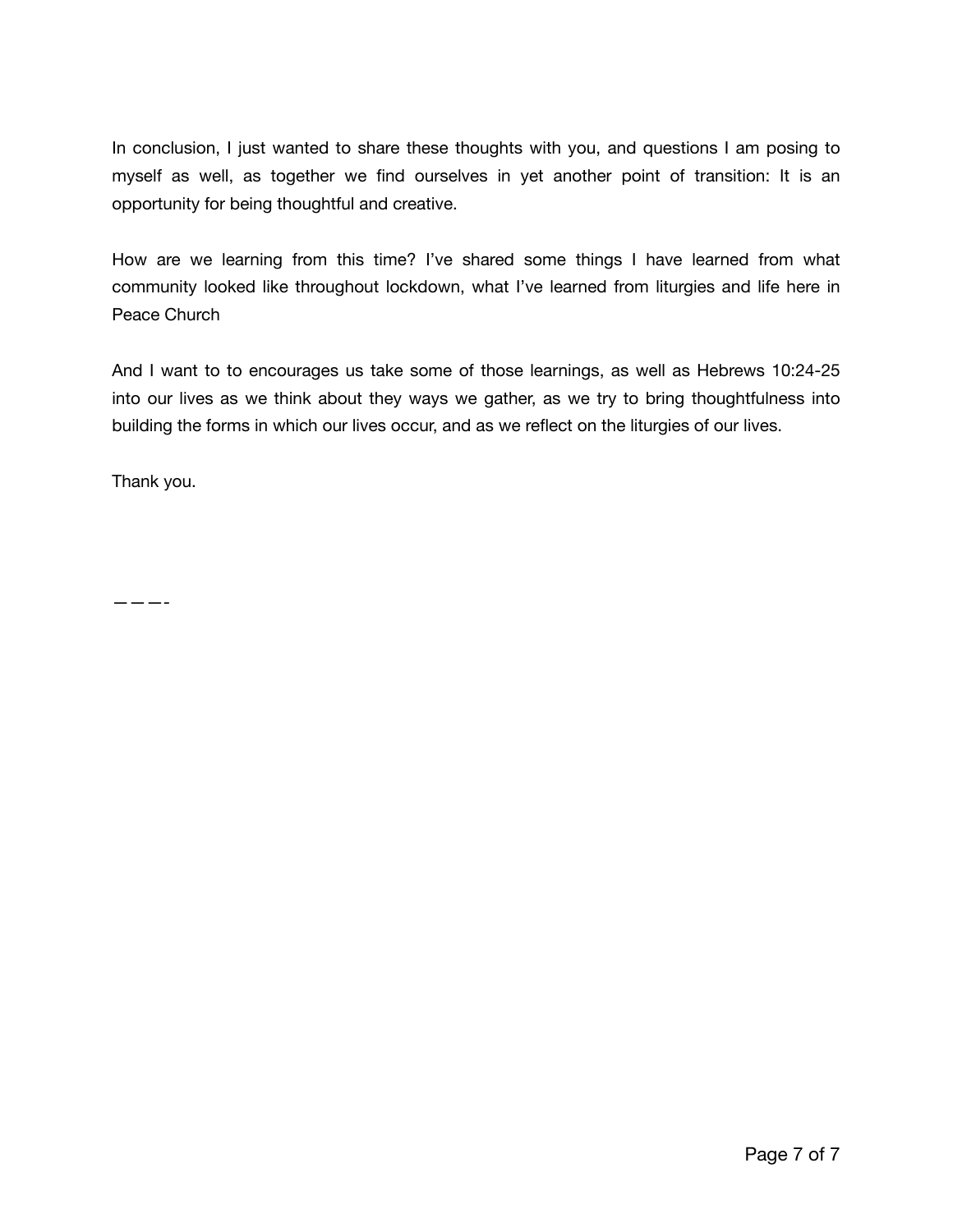In conclusion, I just wanted to share these thoughts with you, and questions I am posing to myself as well, as together we find ourselves in yet another point of transition: It is an opportunity for being thoughtful and creative.

How are we learning from this time? I've shared some things I have learned from what community looked like throughout lockdown, what I've learned from liturgies and life here in Peace Church

And I want to to encourages us take some of those learnings, as well as Hebrews 10:24-25 into our lives as we think about they ways we gather, as we try to bring thoughtfulness into building the forms in which our lives occur, and as we reflect on the liturgies of our lives.

Thank you.

———-